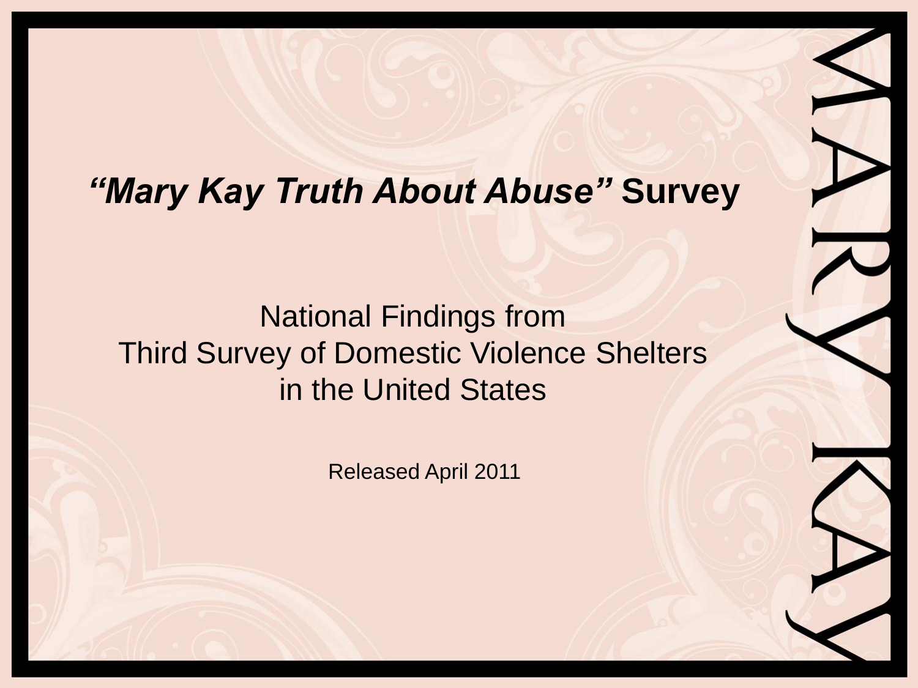# *"Mary Kay Truth About Abuse"* Survey

National Findings from
Third Survey of Domestic Violence Shelters
in the United States

Released April 2011

MARY KAY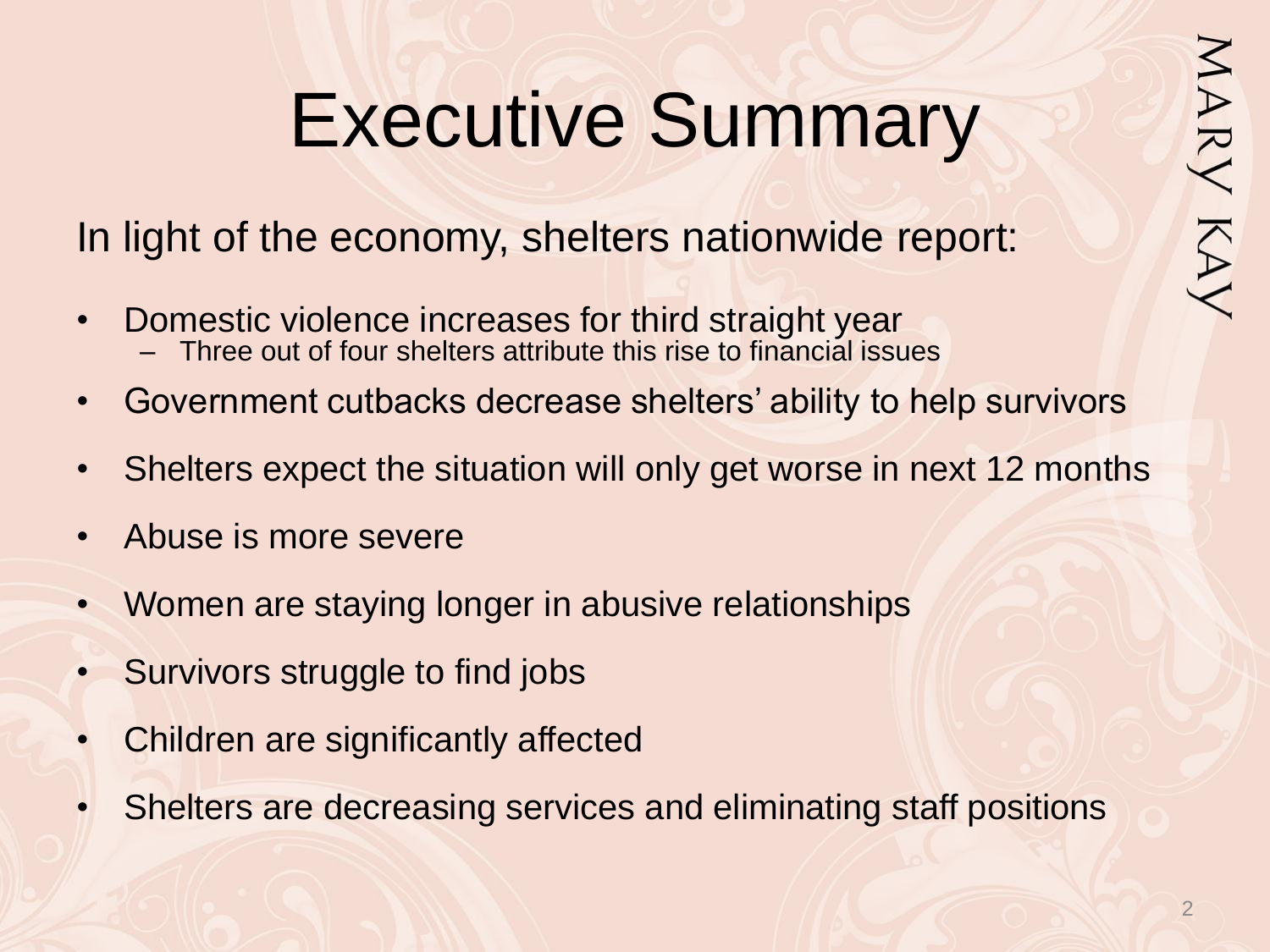# Executive Summary

In light of the economy, shelters nationwide report:

- Domestic violence increases for third straight year
  - Three out of four shelters attribute this rise to financial issues
- Government cutbacks decrease shelters' ability to help survivors
- Shelters expect the situation will only get worse in next 12 months
- Abuse is more severe
- Women are staying longer in abusive relationships
- Survivors struggle to find jobs
- Children are significantly affected
- Shelters are decreasing services and eliminating staff positions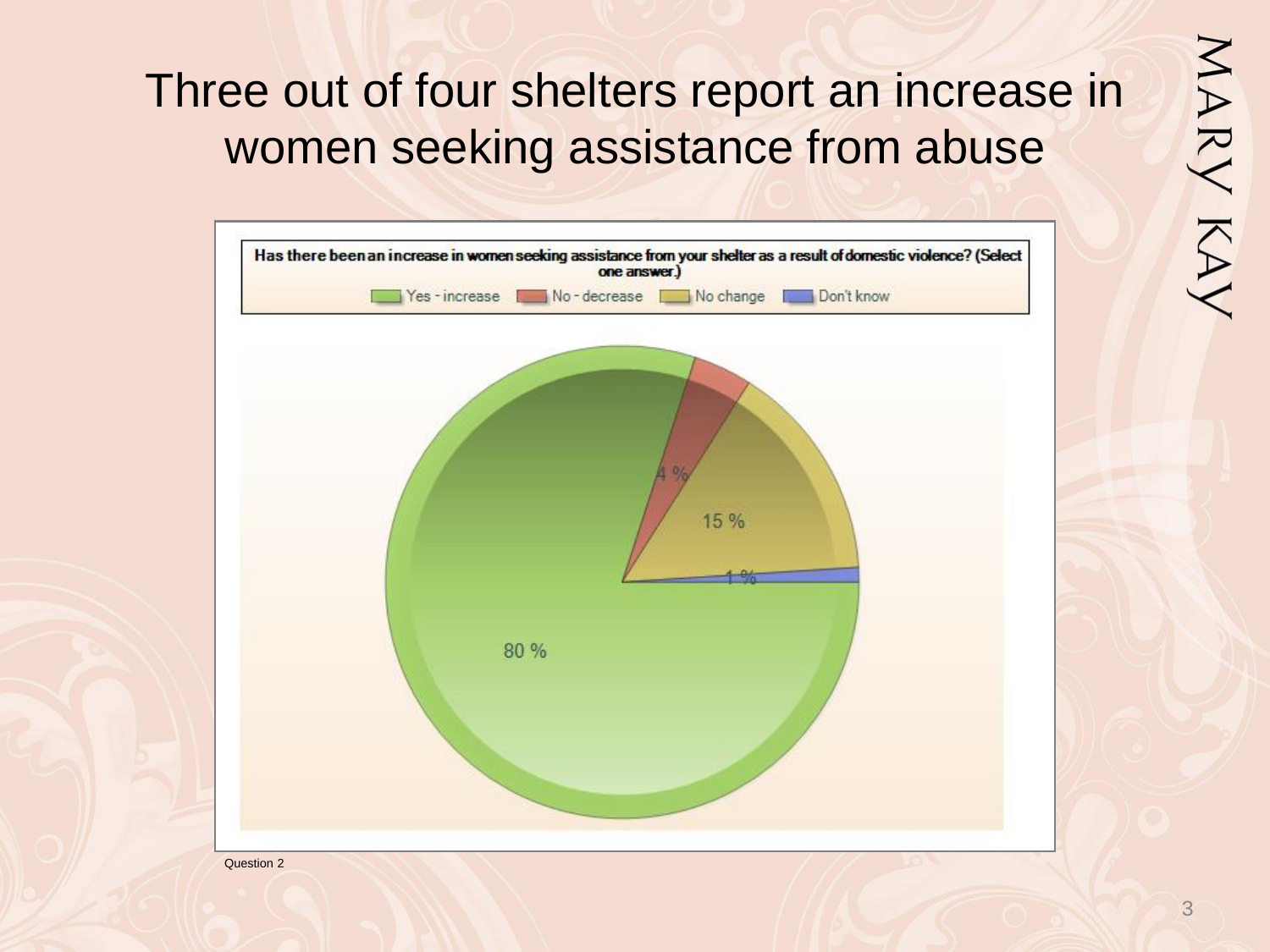# Three out of four shelters report an increase in women seeking assistance from abuse

Has there been an increase in women seeking assistance from your shelter as a result of domestic violence? (Select one answer.)

| Response | Percentage |
|---|---|
| Yes - increase | 80 % |
| No - decrease | 4 % |
| No change | 15 % |
| Don't know | 1 % |

Question 2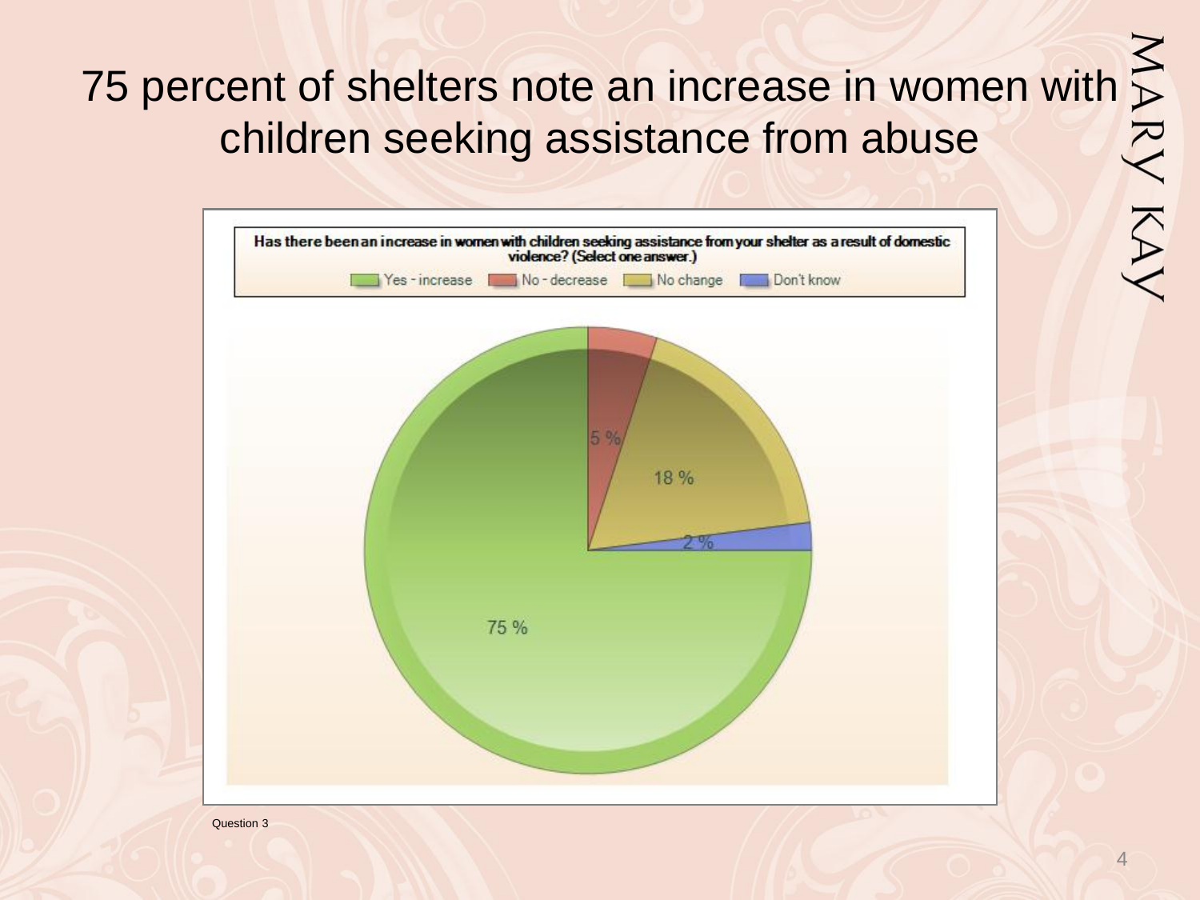# 75 percent of shelters note an increase in women with children seeking assistance from abuse

**Has there been an increase in women with children seeking assistance from your shelter as a result of domestic violence? (Select one answer.)**

| Response | Percent |
| --- | --- |
| Yes - increase | 75 % |
| No - decrease | 5 % |
| No change | 18 % |
| Don't know | 2 % |

Question 3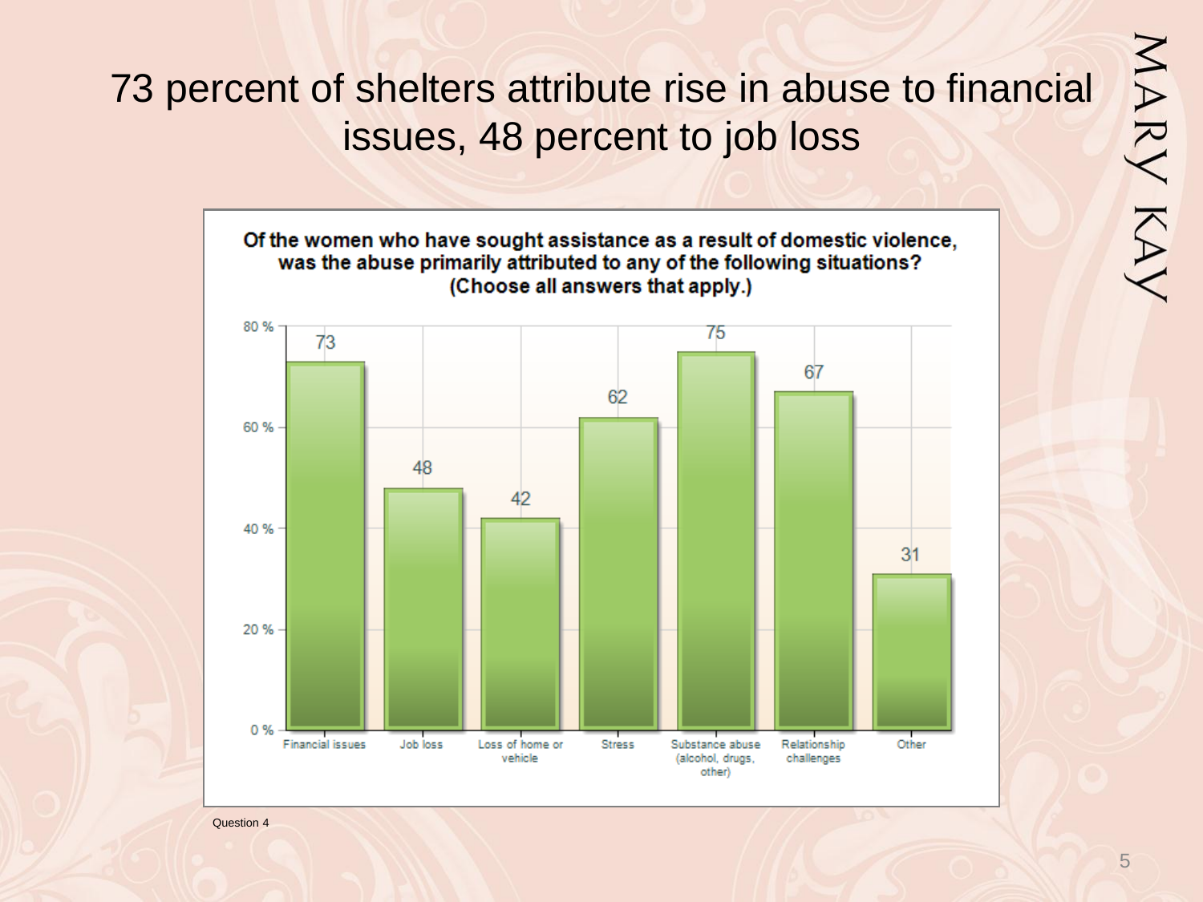# 73 percent of shelters attribute rise in abuse to financial issues, 48 percent to job loss

**Of the women who have sought assistance as a result of domestic violence, was the abuse primarily attributed to any of the following situations? (Choose all answers that apply.)**

| Situation | Percent |
|---|---|
| Financial issues | 73 |
| Job loss | 48 |
| Loss of home or vehicle | 42 |
| Stress | 62 |
| Substance abuse (alcohol, drugs, other) | 75 |
| Relationship challenges | 67 |
| Other | 31 |

Question 4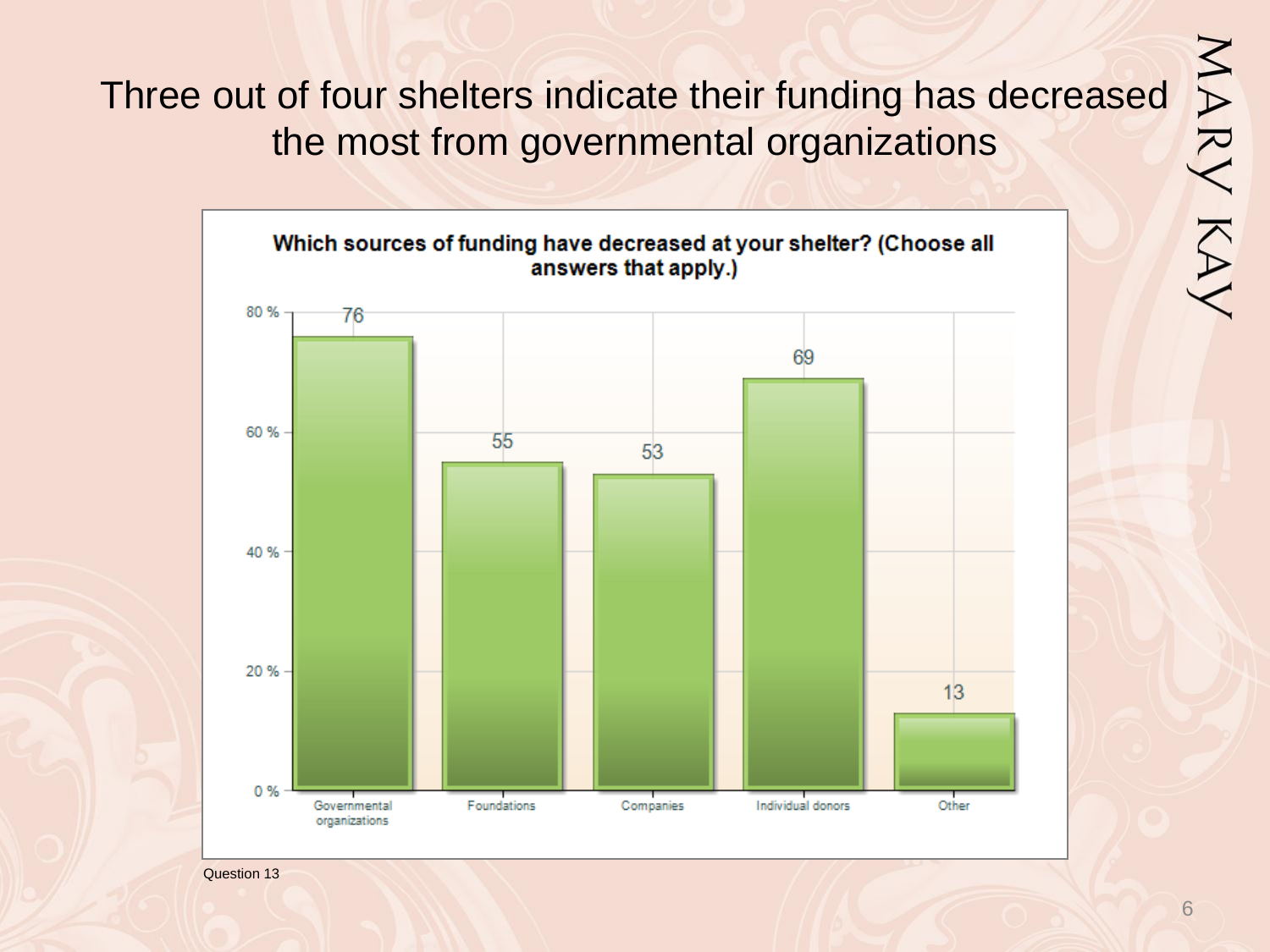# Three out of four shelters indicate their funding has decreased the most from governmental organizations

**Which sources of funding have decreased at your shelter? (Choose all answers that apply.)**

| Source | % |
|---|---|
| Governmental organizations | 76 |
| Foundations | 55 |
| Companies | 53 |
| Individual donors | 69 |
| Other | 13 |

Question 13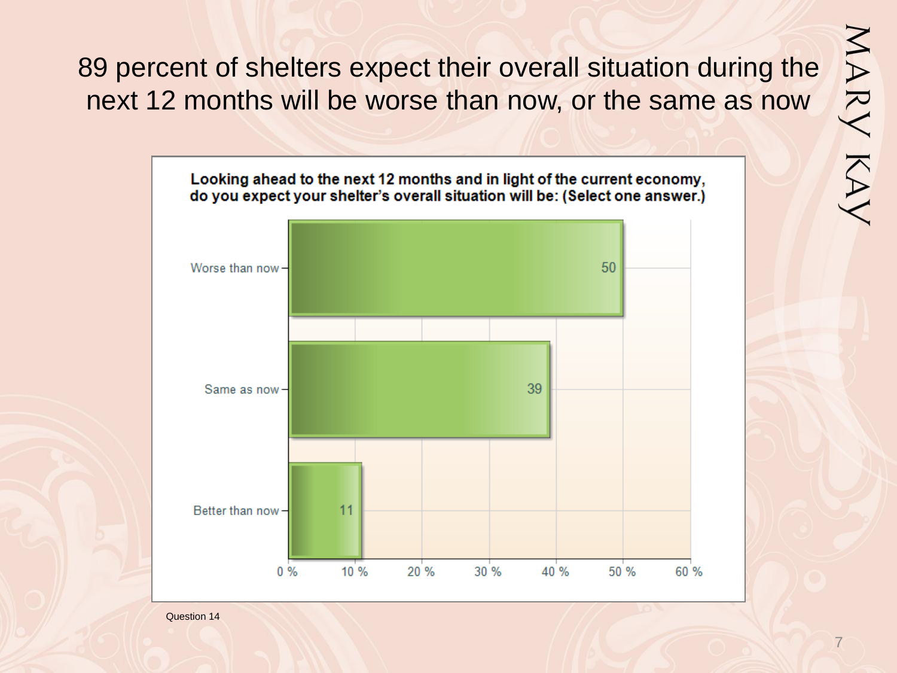# 89 percent of shelters expect their overall situation during the next 12 months will be worse than now, or the same as now

**Looking ahead to the next 12 months and in light of the current economy, do you expect your shelter's overall situation will be: (Select one answer.)**

| Response | Percent |
|---|---|
| Worse than now | 50 |
| Same as now | 39 |
| Better than now | 11 |

Question 14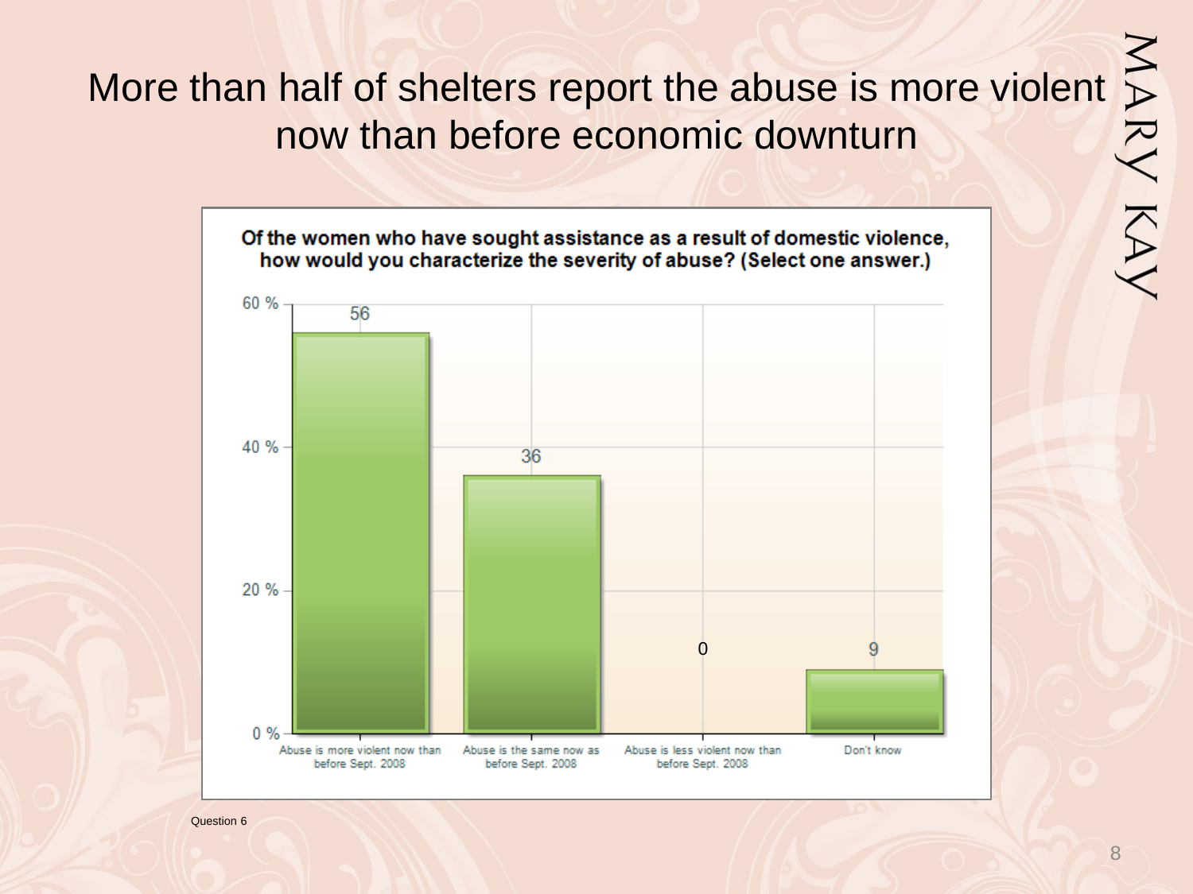# More than half of shelters report the abuse is more violent now than before economic downturn

**Of the women who have sought assistance as a result of domestic violence, how would you characterize the severity of abuse? (Select one answer.)**

| Response | % |
| --- | --- |
| Abuse is more violent now than before Sept. 2008 | 56 |
| Abuse is the same now as before Sept. 2008 | 36 |
| Abuse is less violent now than before Sept. 2008 | 0 |
| Don't know | 9 |

Question 6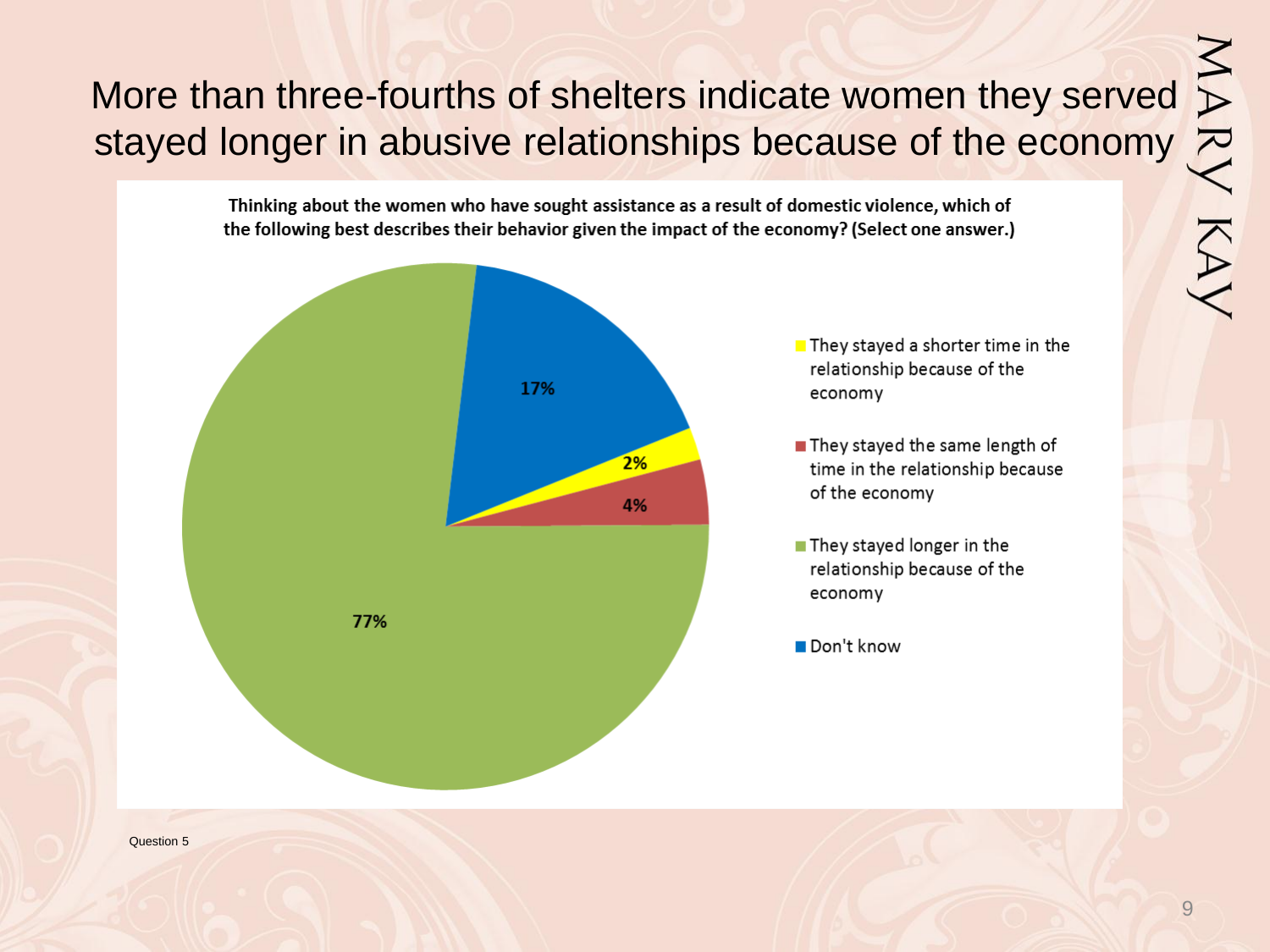# More than three-fourths of shelters indicate women they served stayed longer in abusive relationships because of the economy

**Thinking about the women who have sought assistance as a result of domestic violence, which of the following best describes their behavior given the impact of the economy? (Select one answer.)**

| Response | Percentage |
| --- | --- |
| They stayed a shorter time in the relationship because of the economy | 2% |
| They stayed the same length of time in the relationship because of the economy | 4% |
| They stayed longer in the relationship because of the economy | 77% |
| Don't know | 17% |

Question 5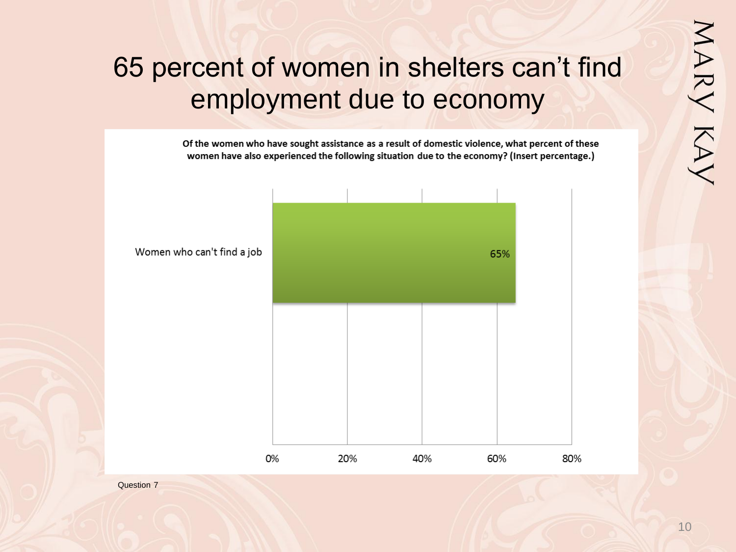# 65 percent of women in shelters can't find employment due to economy

**Of the women who have sought assistance as a result of domestic violence, what percent of these women have also experienced the following situation due to the economy? (Insert percentage.)**

| Situation | Percent |
| --- | --- |
| Women who can't find a job | 65% |

Question 7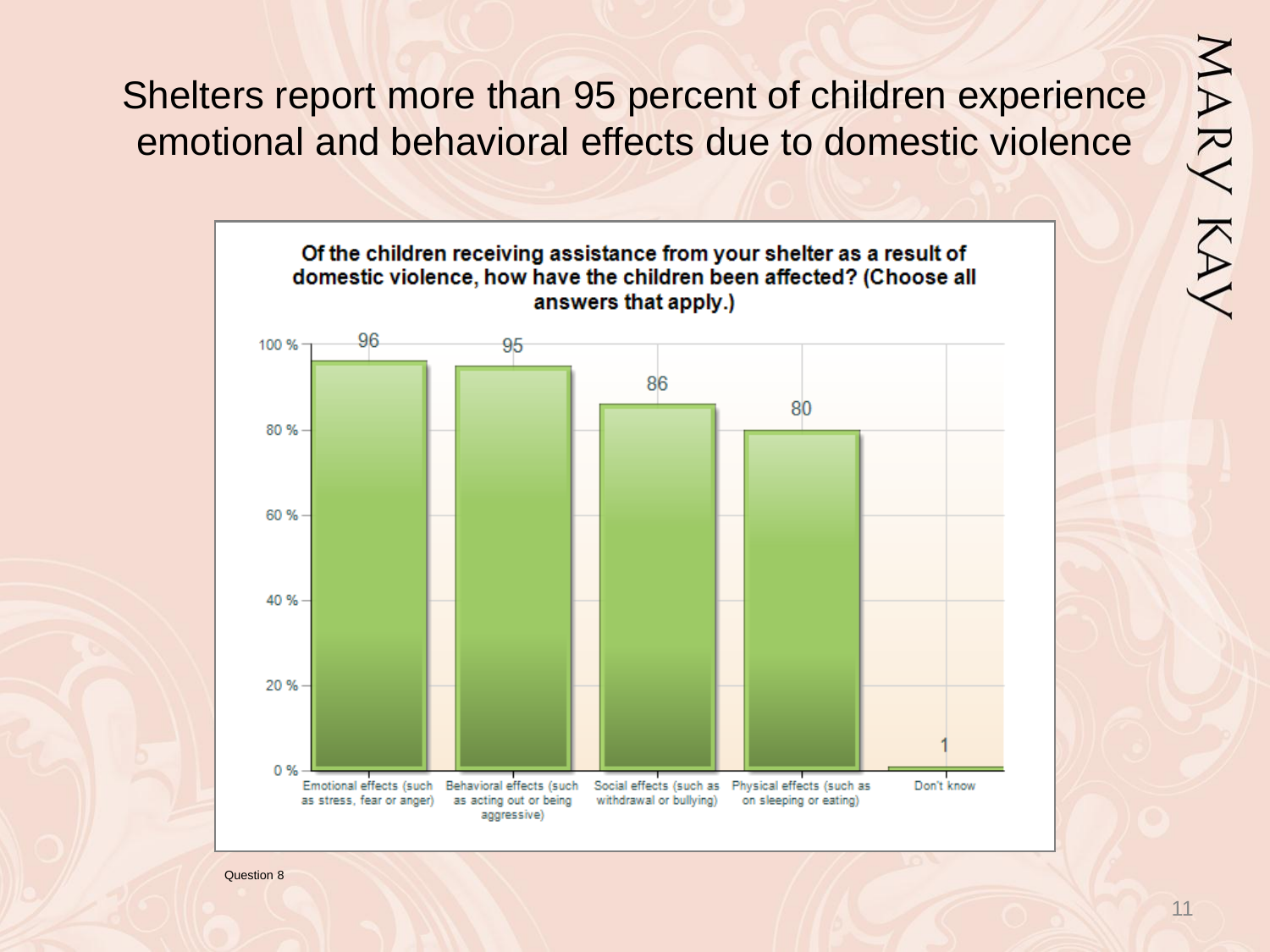# Shelters report more than 95 percent of children experience emotional and behavioral effects due to domestic violence

**Of the children receiving assistance from your shelter as a result of domestic violence, how have the children been affected? (Choose all answers that apply.)**

| Response | Percent |
| --- | --- |
| Emotional effects (such as stress, fear or anger) | 96 |
| Behavioral effects (such as acting out or being aggressive) | 95 |
| Social effects (such as withdrawal or bullying) | 86 |
| Physical effects (such as on sleeping or eating) | 80 |
| Don't know | 1 |

Question 8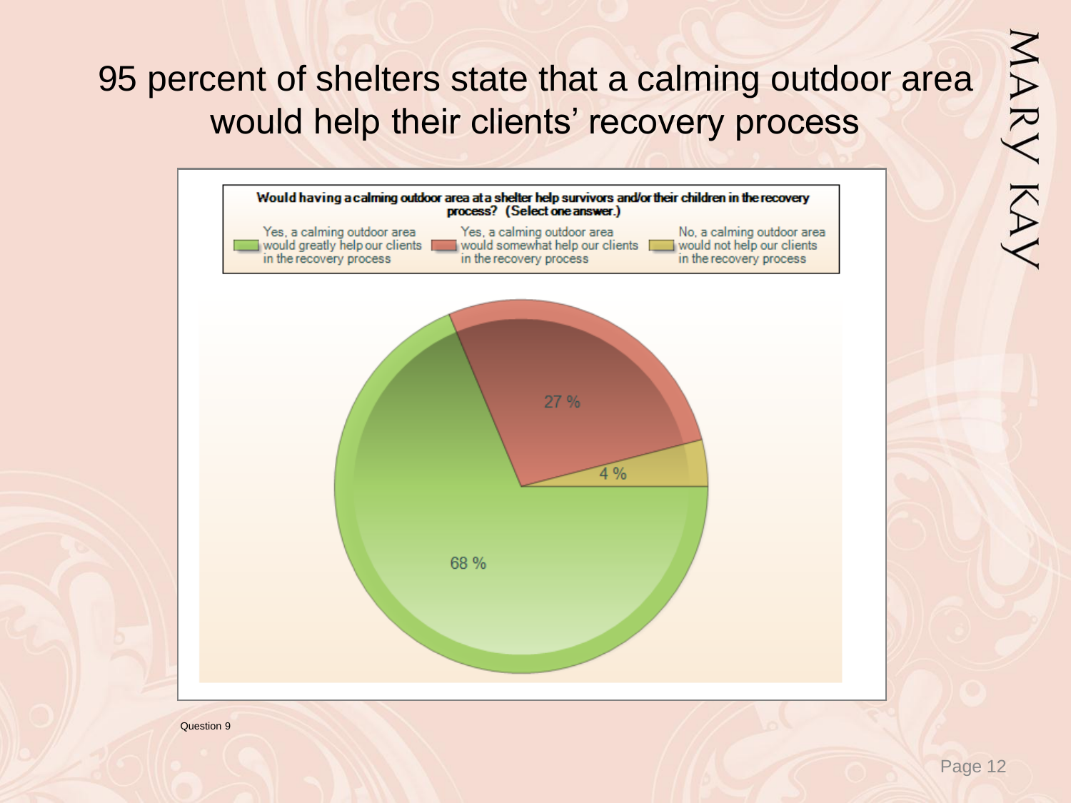# 95 percent of shelters state that a calming outdoor area would help their clients' recovery process

**Would having a calming outdoor area at a shelter help survivors and/or their children in the recovery process? (Select one answer.)**

| Response | Percent |
| --- | --- |
| Yes, a calming outdoor area would greatly help our clients in the recovery process | 68 % |
| Yes, a calming outdoor area would somewhat help our clients in the recovery process | 27 % |
| No, a calming outdoor area would not help our clients in the recovery process | 4 % |

Question 9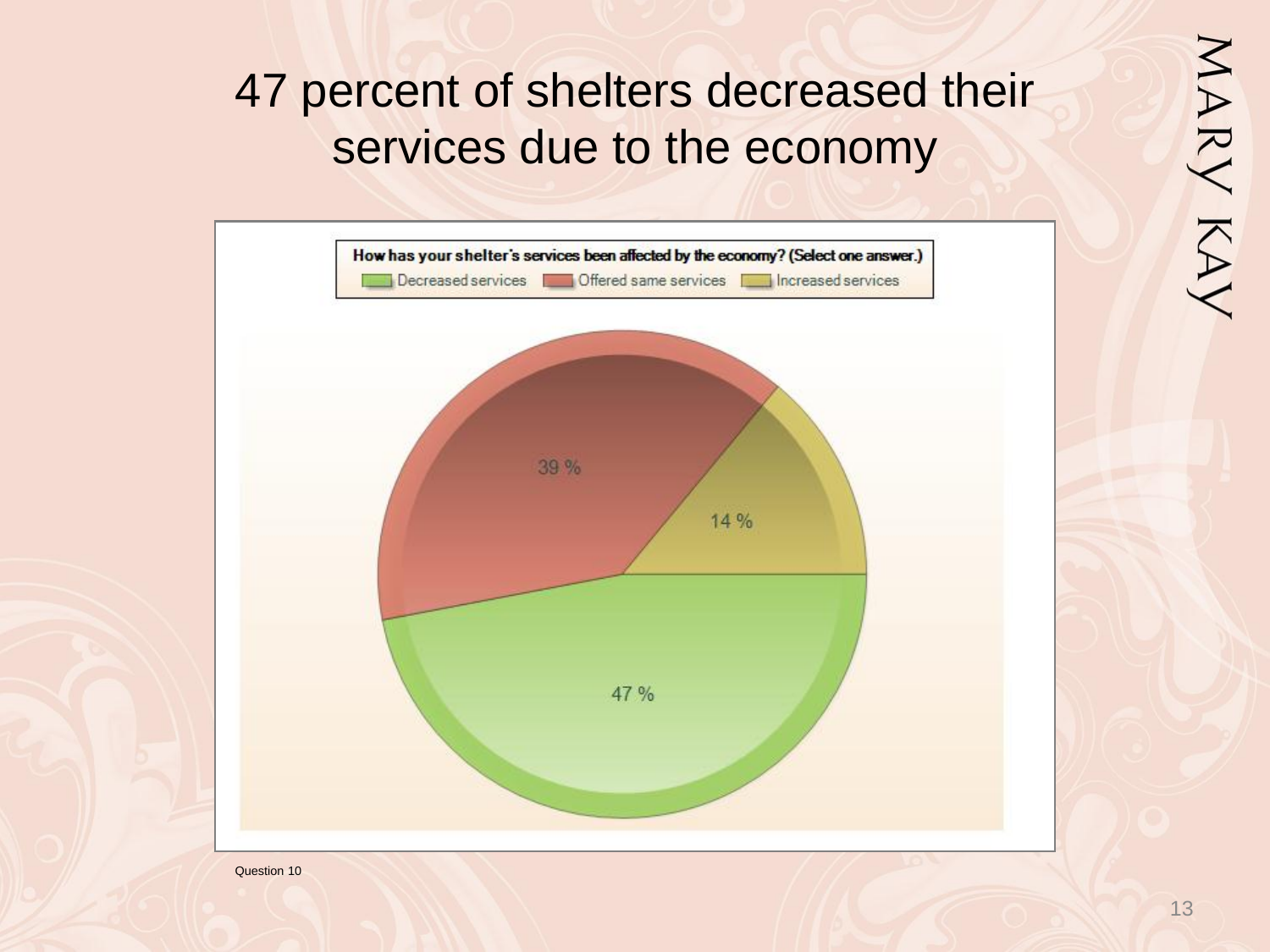# 47 percent of shelters decreased their services due to the economy

**How has your shelter's services been affected by the economy? (Select one answer.)**

| Response | Percent |
| --- | --- |
| Decreased services | 47 % |
| Offered same services | 39 % |
| Increased services | 14 % |

Question 10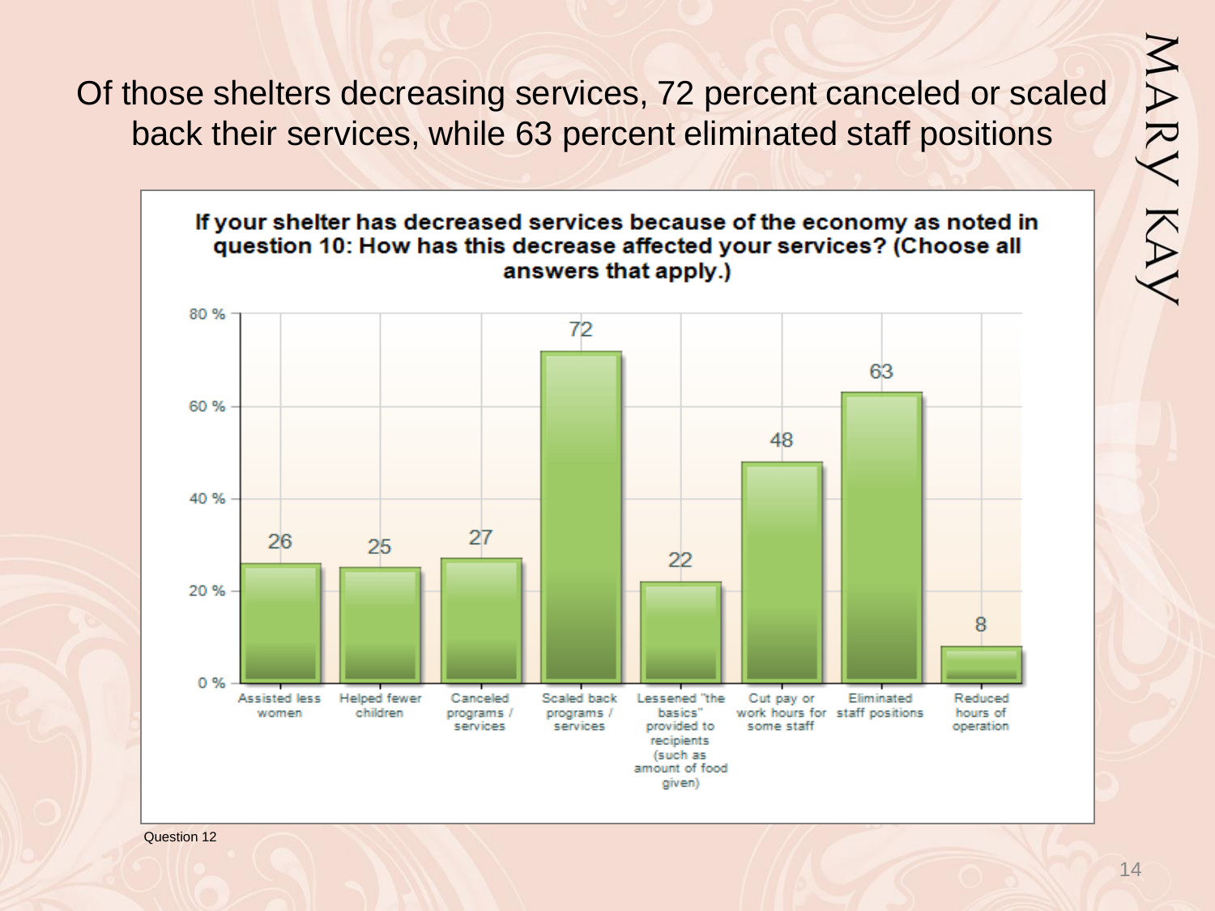# Of those shelters decreasing services, 72 percent canceled or scaled back their services, while 63 percent eliminated staff positions

**If your shelter has decreased services because of the economy as noted in question 10: How has this decrease affected your services? (Choose all answers that apply.)**

| Response | Percent |
|---|---|
| Assisted less women | 26 |
| Helped fewer children | 25 |
| Canceled programs / services | 27 |
| Scaled back programs / services | 72 |
| Lessened "the basics" provided to recipients (such as amount of food given) | 22 |
| Cut pay or work hours for some staff | 48 |
| Eliminated staff positions | 63 |
| Reduced hours of operation | 8 |

Question 12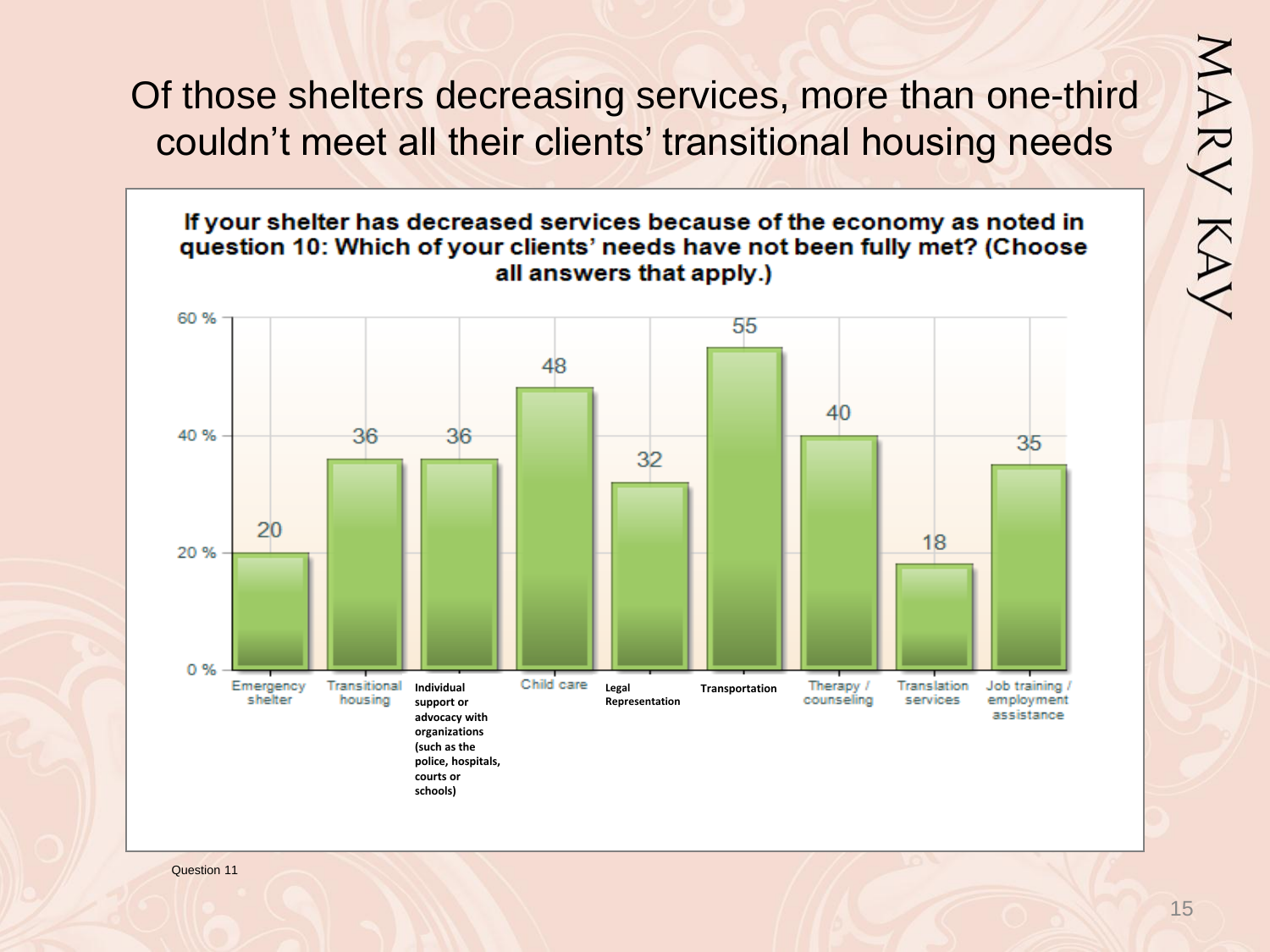# Of those shelters decreasing services, more than one-third couldn't meet all their clients' transitional housing needs

**If your shelter has decreased services because of the economy as noted in question 10: Which of your clients' needs have not been fully met? (Choose all answers that apply.)**

| Need | % |
|---|---|
| Emergency shelter | 20 |
| Transitional housing | 36 |
| Individual support or advocacy with organizations (such as the police, hospitals, courts or schools) | 36 |
| Child care | 48 |
| Legal Representation | 32 |
| Transportation | 55 |
| Therapy / counseling | 40 |
| Translation services | 18 |
| Job training / employment assistance | 35 |

Question 11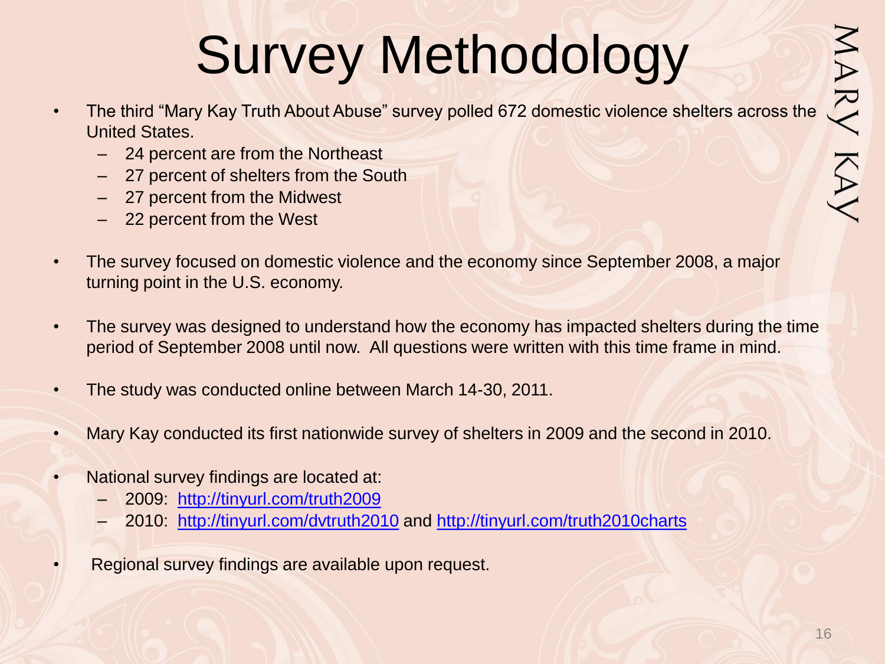# Survey Methodology

- The third “Mary Kay Truth About Abuse” survey polled 672 domestic violence shelters across the United States.
  - 24 percent are from the Northeast
  - 27 percent of shelters from the South
  - 27 percent from the Midwest
  - 22 percent from the West
- The survey focused on domestic violence and the economy since September 2008, a major turning point in the U.S. economy.
- The survey was designed to understand how the economy has impacted shelters during the time period of September 2008 until now. All questions were written with this time frame in mind.
- The study was conducted online between March 14-30, 2011.
- Mary Kay conducted its first nationwide survey of shelters in 2009 and the second in 2010.
- National survey findings are located at:
  - 2009: http://tinyurl.com/truth2009
  - 2010: http://tinyurl.com/dvtruth2010 and http://tinyurl.com/truth2010charts
- Regional survey findings are available upon request.